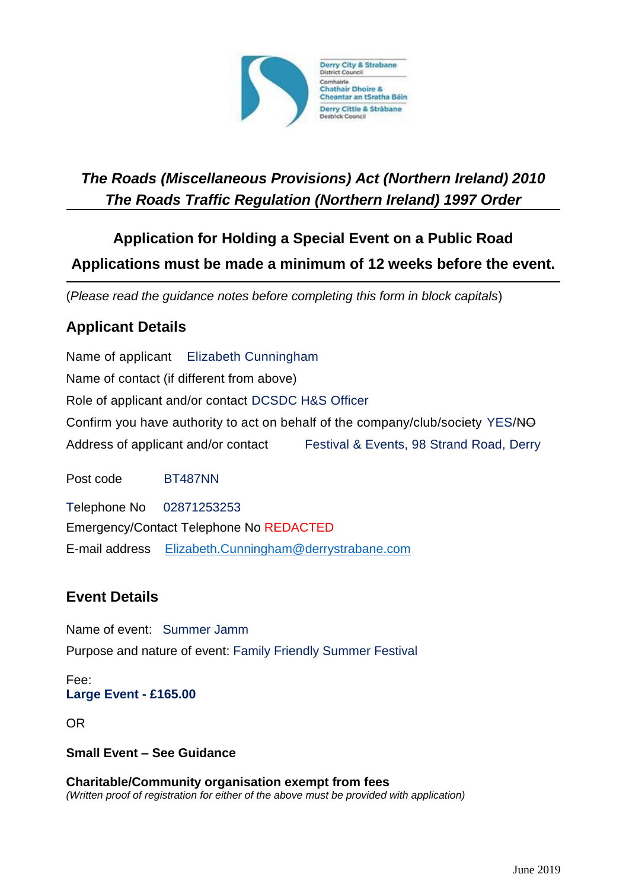*The Roads (Miscellaneous Provisions) Act (Northern Ireland) 2010*
*The Roads Traffic Regulation (Northern Ireland) 1997 Order*

**Application for Holding a Special Event on a Public Road**

**Applications must be made a minimum of 12 weeks before the event.**

(*Please read the guidance notes before completing this form in block capitals*)

## Applicant Details

Name of applicant   Elizabeth Cunningham

Name of contact (if different from above)

Role of applicant and/or contact DCSDC H&S Officer

Confirm you have authority to act on behalf of the company/club/society YES/~~NO~~

Address of applicant and/or contact   Festival & Events, 98 Strand Road, Derry

Post code   BT487NN

Telephone No   02871253253

Emergency/Contact Telephone No REDACTED

E-mail address   Elizabeth.Cunningham@derrystrabane.com

## Event Details

Name of event:   Summer Jamm

Purpose and nature of event: Family Friendly Summer Festival

Fee:
**Large Event - £165.00**

OR

**Small Event – See Guidance**

**Charitable/Community organisation exempt from fees**
*(Written proof of registration for either of the above must be provided with application)*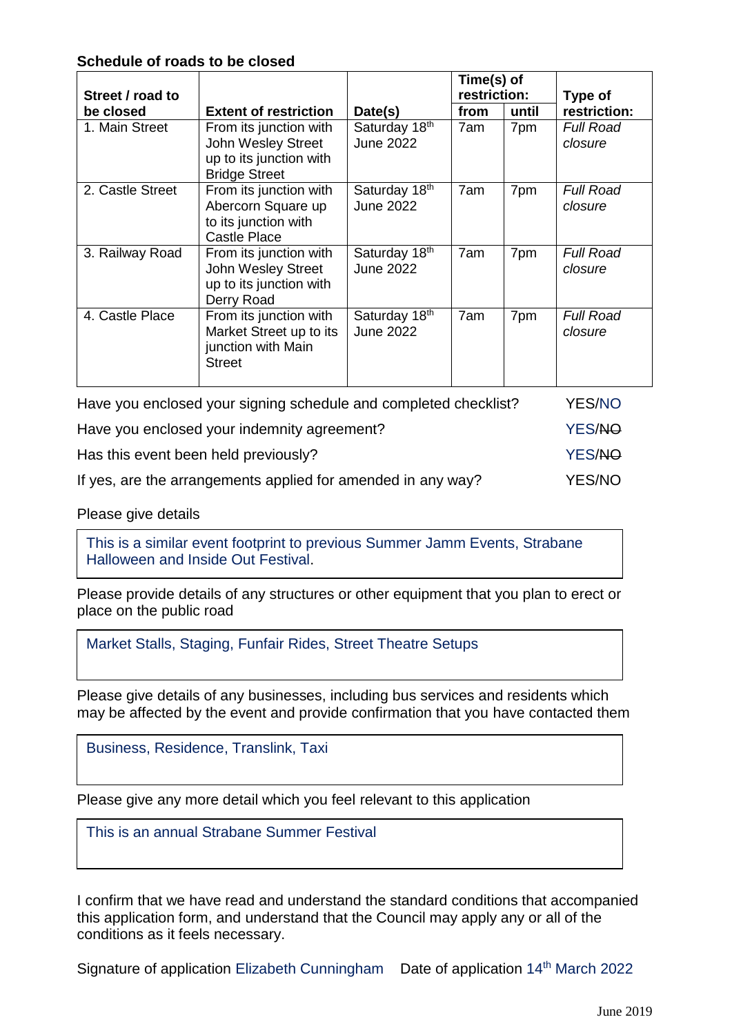**Schedule of roads to be closed**

| Street / road to be closed | Extent of restriction | Date(s) | Time(s) of restriction: | | Type of restriction: |
|---|---|---|---|---|---|
| | | | from | until | |
| 1. Main Street | From its junction with John Wesley Street up to its junction with Bridge Street | Saturday 18th June 2022 | 7am | 7pm | *Full Road closure* |
| 2. Castle Street | From its junction with Abercorn Square up to its junction with Castle Place | Saturday 18th June 2022 | 7am | 7pm | *Full Road closure* |
| 3. Railway Road | From its junction with John Wesley Street up to its junction with Derry Road | Saturday 18th June 2022 | 7am | 7pm | *Full Road closure* |
| 4. Castle Place | From its junction with Market Street up to its junction with Main Street | Saturday 18th June 2022 | 7am | 7pm | *Full Road closure* |

Have you enclosed your signing schedule and completed checklist? YES/NO

Have you enclosed your indemnity agreement? YES/~~NO~~

Has this event been held previously? YES/~~NO~~

If yes, are the arrangements applied for amended in any way? YES/NO

Please give details

> This is a similar event footprint to previous Summer Jamm Events, Strabane Halloween and Inside Out Festival.

Please provide details of any structures or other equipment that you plan to erect or place on the public road

> Market Stalls, Staging, Funfair Rides, Street Theatre Setups

Please give details of any businesses, including bus services and residents which may be affected by the event and provide confirmation that you have contacted them

> Business, Residence, Translink, Taxi

Please give any more detail which you feel relevant to this application

> This is an annual Strabane Summer Festival

I confirm that we have read and understand the standard conditions that accompanied this application form, and understand that the Council may apply any or all of the conditions as it feels necessary.

Signature of application Elizabeth Cunningham    Date of application 14th March 2022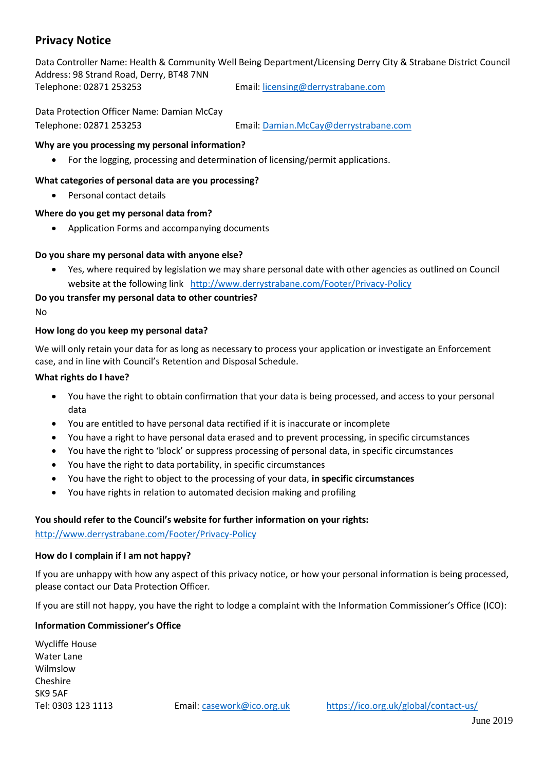## Privacy Notice

Data Controller Name: Health & Community Well Being Department/Licensing Derry City & Strabane District Council
Address: 98 Strand Road, Derry, BT48 7NN
Telephone: 02871 253253 Email: licensing@derrystrabane.com

Data Protection Officer Name: Damian McCay
Telephone: 02871 253253 Email: Damian.McCay@derrystrabane.com

**Why are you processing my personal information?**

- For the logging, processing and determination of licensing/permit applications.

**What categories of personal data are you processing?**

- Personal contact details

**Where do you get my personal data from?**

- Application Forms and accompanying documents

**Do you share my personal data with anyone else?**

- Yes, where required by legislation we may share personal date with other agencies as outlined on Council website at the following link http://www.derrystrabane.com/Footer/Privacy-Policy

**Do you transfer my personal data to other countries?**

No

**How long do you keep my personal data?**

We will only retain your data for as long as necessary to process your application or investigate an Enforcement case, and in line with Council's Retention and Disposal Schedule.

**What rights do I have?**

- You have the right to obtain confirmation that your data is being processed, and access to your personal data
- You are entitled to have personal data rectified if it is inaccurate or incomplete
- You have a right to have personal data erased and to prevent processing, in specific circumstances
- You have the right to 'block' or suppress processing of personal data, in specific circumstances
- You have the right to data portability, in specific circumstances
- You have the right to object to the processing of your data, **in specific circumstances**
- You have rights in relation to automated decision making and profiling

**You should refer to the Council's website for further information on your rights:**
http://www.derrystrabane.com/Footer/Privacy-Policy

**How do I complain if I am not happy?**

If you are unhappy with how any aspect of this privacy notice, or how your personal information is being processed, please contact our Data Protection Officer.

If you are still not happy, you have the right to lodge a complaint with the Information Commissioner's Office (ICO):

**Information Commissioner's Office**

Wycliffe House
Water Lane
Wilmslow
Cheshire
SK9 5AF
Tel: 0303 123 1113 Email: casework@ico.org.uk https://ico.org.uk/global/contact-us/

June 2019